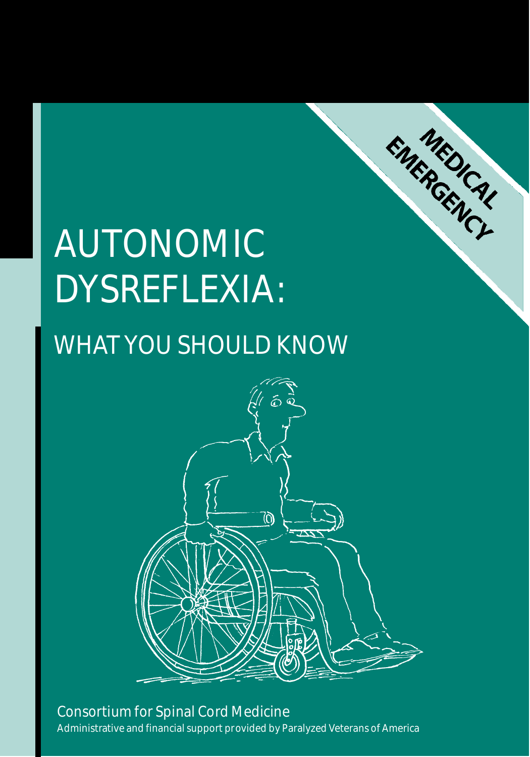MEDICAL EMERGENCY

# AUTONOMIC DYSREFLEXIA:

## WHAT YOU SHOULD KNOW

Consortium for Spinal Cord Medicine

Administrative and financial support provided by Paralyzed Veterans of America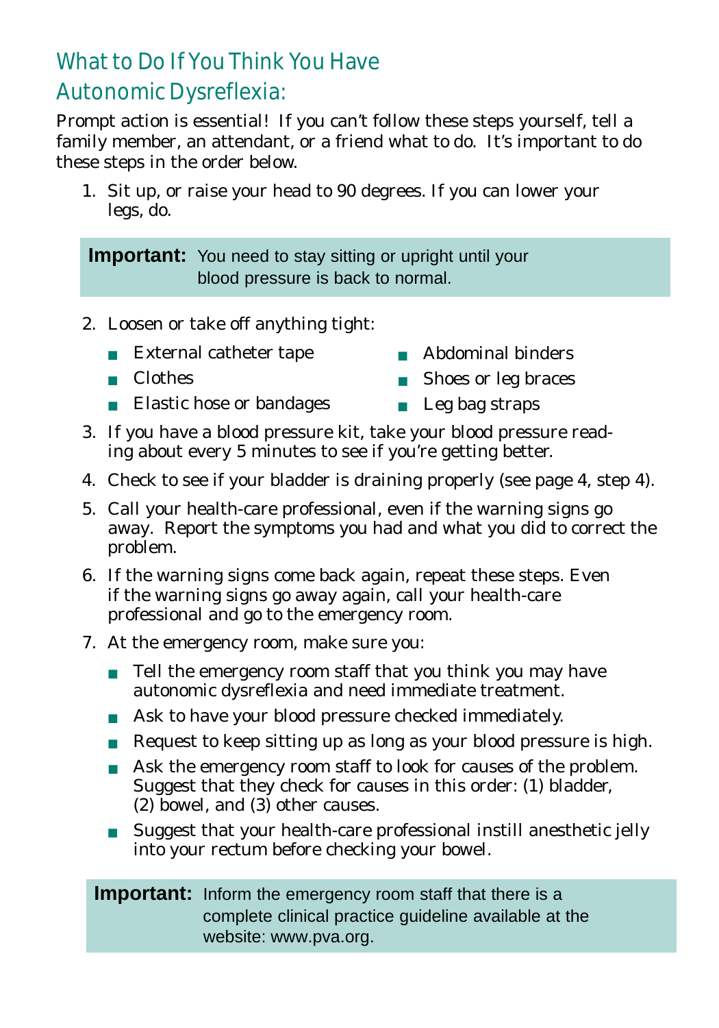## What to Do If You Think You Have Autonomic Dysreflexia:

Prompt action is essential! If you can't follow these steps yourself, tell a family member, an attendant, or a friend what to do. It's important to do these steps in the order below.

1. Sit up, or raise your head to 90 degrees. If you can lower your legs, do.

> **Important:** You need to stay sitting or upright until your blood pressure is back to normal.

2. Loosen or take off anything tight:
   - External catheter tape
   - Clothes
   - Elastic hose or bandages
   - Abdominal binders
   - Shoes or leg braces
   - Leg bag straps
3. If you have a blood pressure kit, take your blood pressure reading about every 5 minutes to see if you're getting better.
4. Check to see if your bladder is draining properly (see page 4, step 4).
5. Call your health-care professional, even if the warning signs go away. Report the symptoms you had and what you did to correct the problem.
6. If the warning signs come back again, repeat these steps. Even if the warning signs go away again, call your health-care professional and go to the emergency room.
7. At the emergency room, make sure you:
   - Tell the emergency room staff that you think you may have autonomic dysreflexia and need immediate treatment.
   - Ask to have your blood pressure checked immediately.
   - Request to keep sitting up as long as your blood pressure is high.
   - Ask the emergency room staff to look for causes of the problem. Suggest that they check for causes in this order: (1) bladder, (2) bowel, and (3) other causes.
   - Suggest that your health-care professional instill anesthetic jelly into your rectum before checking your bowel.

> **Important:** Inform the emergency room staff that there is a complete clinical practice guideline available at the website: www.pva.org.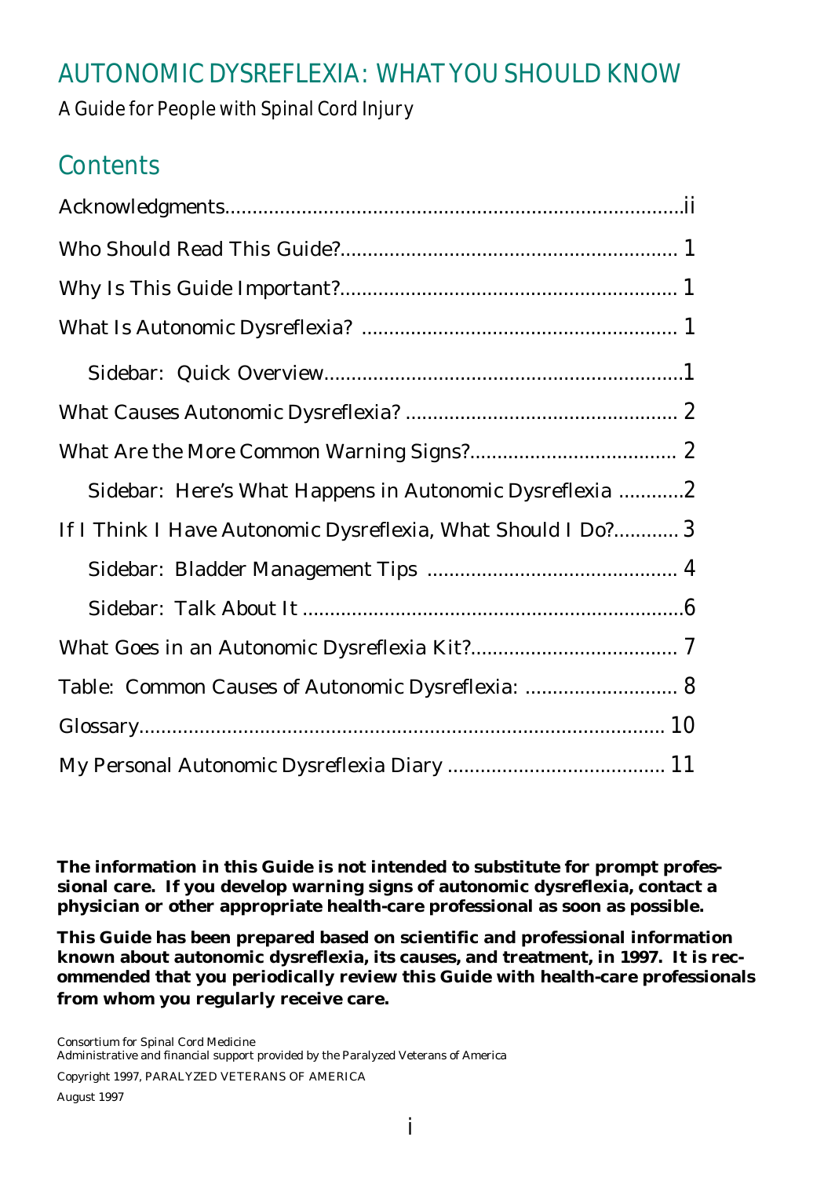# AUTONOMIC DYSREFLEXIA: WHAT YOU SHOULD KNOW

*A Guide for People with Spinal Cord Injury*

## Contents

Acknowledgments....................................................................................ii

Who Should Read This Guide?............................................................. 1

Why Is This Guide Important?............................................................. 1

What Is Autonomic Dysreflexia? .......................................................... 1

  Sidebar: Quick Overview..................................................................1

What Causes Autonomic Dysreflexia? .................................................. 2

What Are the More Common Warning Signs?...................................... 2

  Sidebar: Here's What Happens in Autonomic Dysreflexia ............2

If I Think I Have Autonomic Dysreflexia, What Should I Do?............ 3

  Sidebar: Bladder Management Tips .............................................. 4

  Sidebar: Talk About It ......................................................................6

What Goes in an Autonomic Dysreflexia Kit?...................................... 7

Table: Common Causes of Autonomic Dysreflexia: ............................ 8

Glossary................................................................................................ 10

My Personal Autonomic Dysreflexia Diary ........................................ 11

**The information in this Guide is not intended to substitute for prompt professional care. If you develop warning signs of autonomic dysreflexia, contact a physician or other appropriate health-care professional as soon as possible.**

**This Guide has been prepared based on scientific and professional information known about autonomic dysreflexia, its causes, and treatment, in 1997. It is recommended that you periodically review this Guide with health-care professionals from whom you regularly receive care.**

Consortium for Spinal Cord Medicine
Administrative and financial support provided by the Paralyzed Veterans of America

Copyright 1997, PARALYZED VETERANS OF AMERICA

August 1997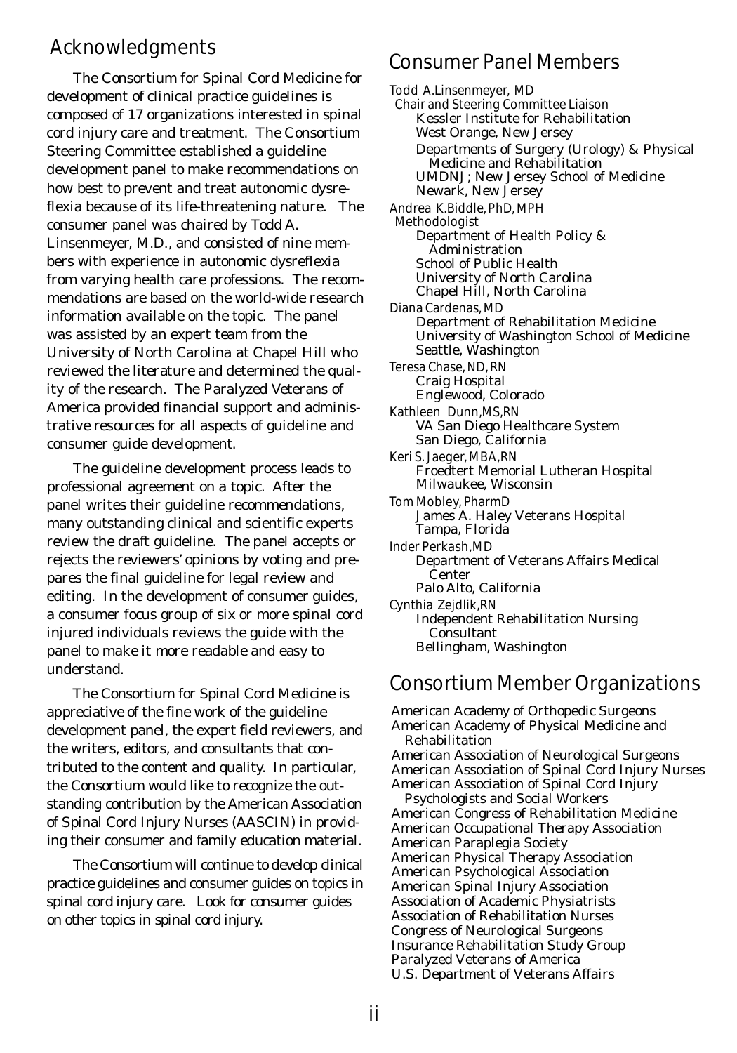## Acknowledgments

The Consortium for Spinal Cord Medicine for development of clinical practice guidelines is composed of 17 organizations interested in spinal cord injury care and treatment. The Consortium Steering Committee established a guideline development panel to make recommendations on how best to prevent and treat autonomic dysreflexia because of its life-threatening nature. The consumer panel was chaired by Todd A. Linsenmeyer, M.D., and consisted of nine members with experience in autonomic dysreflexia from varying health care professions. The recommendations are based on the world-wide research information available on the topic. The panel was assisted by an expert team from the University of North Carolina at Chapel Hill who reviewed the literature and determined the quality of the research. The Paralyzed Veterans of America provided financial support and administrative resources for all aspects of guideline and consumer guide development.

The guideline development process leads to professional agreement on a topic. After the panel writes their guideline recommendations, many outstanding clinical and scientific experts review the draft guideline. The panel accepts or rejects the reviewers' opinions by voting and prepares the final guideline for legal review and editing. In the development of consumer guides, a consumer focus group of six or more spinal cord injured individuals reviews the guide with the panel to make it more readable and easy to understand.

The Consortium for Spinal Cord Medicine is appreciative of the fine work of the guideline development panel, the expert field reviewers, and the writers, editors, and consultants that contributed to the content and quality. In particular, the Consortium would like to recognize the outstanding contribution by the American Association of Spinal Cord Injury Nurses (AASCIN) in providing their consumer and family education material.

The Consortium will continue to develop clinical practice guidelines and consumer guides on topics in spinal cord injury care. Look for consumer guides on other topics in spinal cord injury.

## Consumer Panel Members

*Todd A. Linsenmeyer, MD*
*Chair and Steering Committee Liaison*
Kessler Institute for Rehabilitation
West Orange, New Jersey
Departments of Surgery (Urology) & Physical Medicine and Rehabilitation
UMDNJ; New Jersey School of Medicine
Newark, New Jersey

*Andrea K. Biddle, PhD, MPH*
*Methodologist*
Department of Health Policy & Administration
School of Public Health
University of North Carolina
Chapel Hill, North Carolina

*Diana Cardenas, MD*
Department of Rehabilitation Medicine
University of Washington School of Medicine
Seattle, Washington

*Teresa Chase, ND, RN*
Craig Hospital
Englewood, Colorado

*Kathleen Dunn, MS, RN*
VA San Diego Healthcare System
San Diego, California

*Keri S. Jaeger, MBA, RN*
Froedtert Memorial Lutheran Hospital
Milwaukee, Wisconsin

*Tom Mobley, PharmD*
James A. Haley Veterans Hospital
Tampa, Florida

*Inder Perkash, MD*
Department of Veterans Affairs Medical Center
Palo Alto, California

*Cynthia Zejdlik, RN*
Independent Rehabilitation Nursing Consultant
Bellingham, Washington

## Consortium Member Organizations

American Academy of Orthopedic Surgeons
American Academy of Physical Medicine and Rehabilitation
American Association of Neurological Surgeons
American Association of Spinal Cord Injury Nurses
American Association of Spinal Cord Injury Psychologists and Social Workers
American Congress of Rehabilitation Medicine
American Occupational Therapy Association
American Paraplegia Society
American Physical Therapy Association
American Psychological Association
American Spinal Injury Association
Association of Academic Physiatrists
Association of Rehabilitation Nurses
Congress of Neurological Surgeons
Insurance Rehabilitation Study Group
Paralyzed Veterans of America
U.S. Department of Veterans Affairs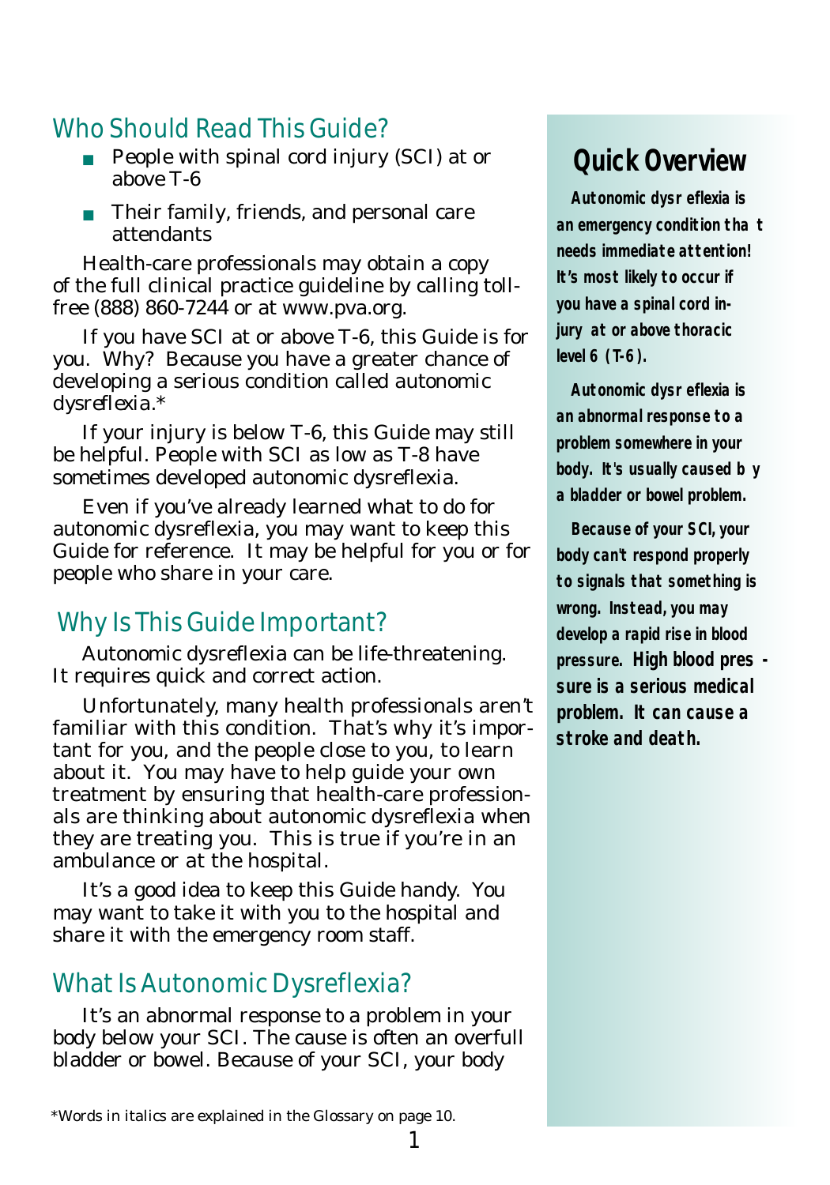## Who Should Read This Guide?

- People with spinal cord injury (SCI) at or above T-6
- Their family, friends, and personal care attendants

Health-care professionals may obtain a copy of the full clinical practice guideline by calling toll-free (888) 860-7244 or at www.pva.org.

If you have SCI at or above T-6, this Guide is for you. Why? Because you have a greater chance of developing a serious condition called *autonomic dysreflexia*.*

If your injury is below T-6, this Guide may still be helpful. People with SCI as low as T-8 have sometimes developed autonomic dysreflexia.

Even if you've already learned what to do for autonomic dysreflexia, you may want to keep this Guide for reference. It may be helpful for you or for people who share in your care.

## Why Is This Guide Important?

Autonomic dysreflexia can be life-threatening. It requires quick and correct action.

Unfortunately, many health professionals aren't familiar with this condition. That's why it's important for you, and the people close to you, to learn about it. You may have to help guide your own treatment by ensuring that health-care professionals are thinking about autonomic dysreflexia when they are treating you. This is true if you're in an ambulance or at the hospital.

It's a good idea to keep this Guide handy. You may want to take it with you to the hospital and share it with the emergency room staff.

## What Is Autonomic Dysreflexia?

It's an abnormal response to a problem in your body below your SCI. The cause is often an overfull bladder or bowel. Because of your SCI, your body

*Words in italics are explained in the Glossary on page 10.

## Quick Overview

**Autonomic dysreflexia is an emergency condition that needs immediate attention! It's most likely to occur if you have a spinal cord injury at or above thoracic level 6 (T-6).**

**Autonomic dysreflexia is an abnormal response to a problem somewhere in your body. It's usually caused by a bladder or bowel problem.**

**Because of your SCI, your body can't respond properly to signals that something is wrong. Instead, you may develop a rapid rise in blood pressure. High blood pressure is a serious medical problem. It can cause a stroke and death.**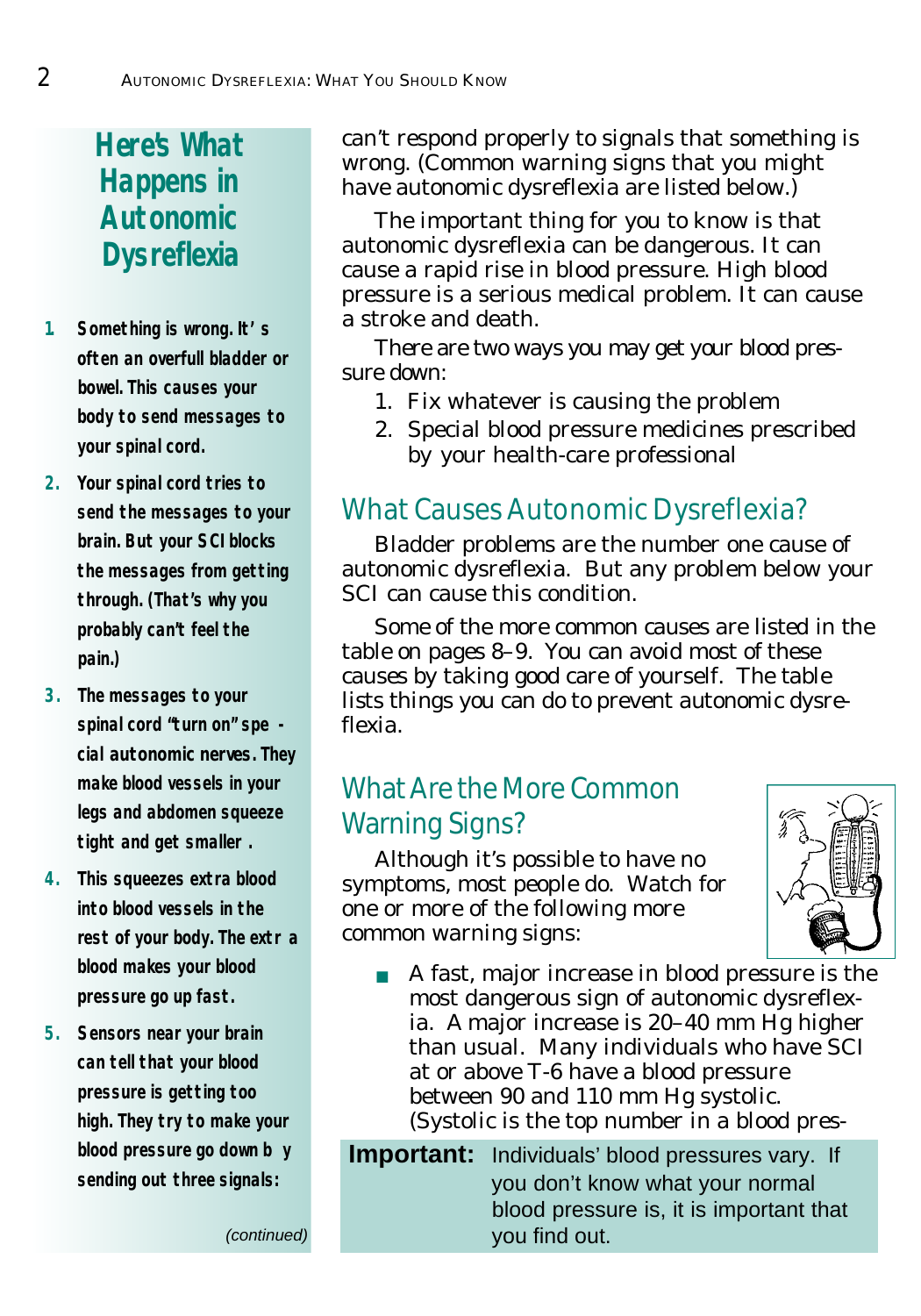## Here's What Happens in Autonomic Dysreflexia

1. Something is wrong. It's often an overfull bladder or bowel. This causes your body to send messages to your spinal cord.
2. Your spinal cord tries to send the messages to your brain. But your SCI blocks the messages from getting through. (That's why you probably can't feel the pain.)
3. The messages to your spinal cord "turn on" special autonomic nerves. They make blood vessels in your legs and abdomen squeeze tight and get smaller.
4. This squeezes extra blood into blood vessels in the rest of your body. The extra blood makes your blood pressure go up fast.
5. Sensors near your brain can tell that your blood pressure is getting too high. They try to make your blood pressure go down by sending out three signals:

*(continued)*

can't respond properly to signals that something is wrong. (Common warning signs that you might have autonomic dysreflexia are listed below.)

The important thing for you to know is that autonomic dysreflexia can be dangerous. It can cause a rapid rise in blood pressure. High blood pressure is a serious medical problem. It can cause a stroke and death.

There are two ways you may get your blood pressure down:

1. Fix whatever is causing the problem
2. Special blood pressure medicines prescribed by your health-care professional

## What Causes Autonomic Dysreflexia?

Bladder problems are the number one cause of autonomic dysreflexia. But any problem below your SCI can cause this condition.

Some of the more common causes are listed in the table on pages 8–9. You can avoid most of these causes by taking good care of yourself. The table lists things you can do to prevent autonomic dysreflexia.

## What Are the More Common Warning Signs?

Although it's possible to have no symptoms, most people do. Watch for one or more of the following more common warning signs:

- A fast, major increase in blood pressure is the most dangerous sign of autonomic dysreflexia. A major increase is 20–40 mm Hg higher than usual. Many individuals who have SCI at or above T-6 have a blood pressure between 90 and 110 mm Hg systolic. (Systolic is the top number in a blood pres-

**Important:** Individuals' blood pressures vary. If you don't know what your normal blood pressure is, it is important that you find out.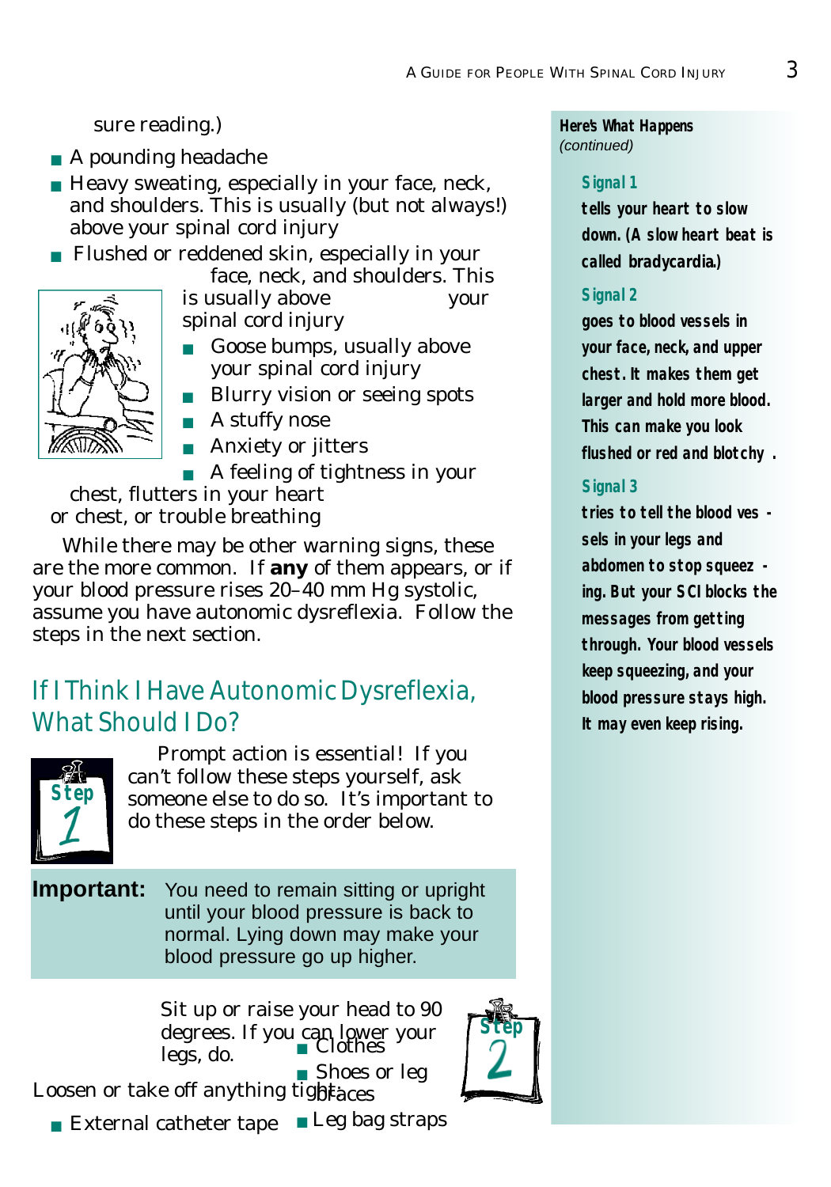sure reading.)

- A pounding headache
- Heavy sweating, especially in your face, neck, and shoulders. This is usually (but not always!) above your spinal cord injury
- Flushed or reddened skin, especially in your face, neck, and shoulders. This is usually above your spinal cord injury
- Goose bumps, usually above your spinal cord injury
- Blurry vision or seeing spots
- A stuffy nose
- Anxiety or jitters
- A feeling of tightness in your chest, flutters in your heart or chest, or trouble breathing

While there may be other warning signs, these are the more common. If **any** of them appears, or if your blood pressure rises 20–40 mm Hg systolic, assume you have autonomic dysreflexia. Follow the steps in the next section.

## If I Think I Have Autonomic Dysreflexia, What Should I Do?

**Step 1**

Prompt action is essential! If you can't follow these steps yourself, ask someone else to do so. It's important to do these steps in the order below.

**Important:** You need to remain sitting or upright until your blood pressure is back to normal. Lying down may make your blood pressure go up higher.

Sit up or raise your head to 90 degrees. If you can lower your legs, do.

**Step 2**

Loosen or take off anything tight:

- Clothes
- Shoes or leg braces
- External catheter tape
- Leg bag straps

**Here's What Happens** *(continued)*

**Signal 1** tells your heart to slow down. (A slow heart beat is called bradycardia.)

**Signal 2** goes to blood vessels in your face, neck, and upper chest. It makes them get larger and hold more blood. This can make you look flushed or red and blotchy.

**Signal 3** tries to tell the blood vessels in your legs and abdomen to stop squeezing. But your SCI blocks the messages from getting through. Your blood vessels keep squeezing, and your blood pressure stays high. It may even keep rising.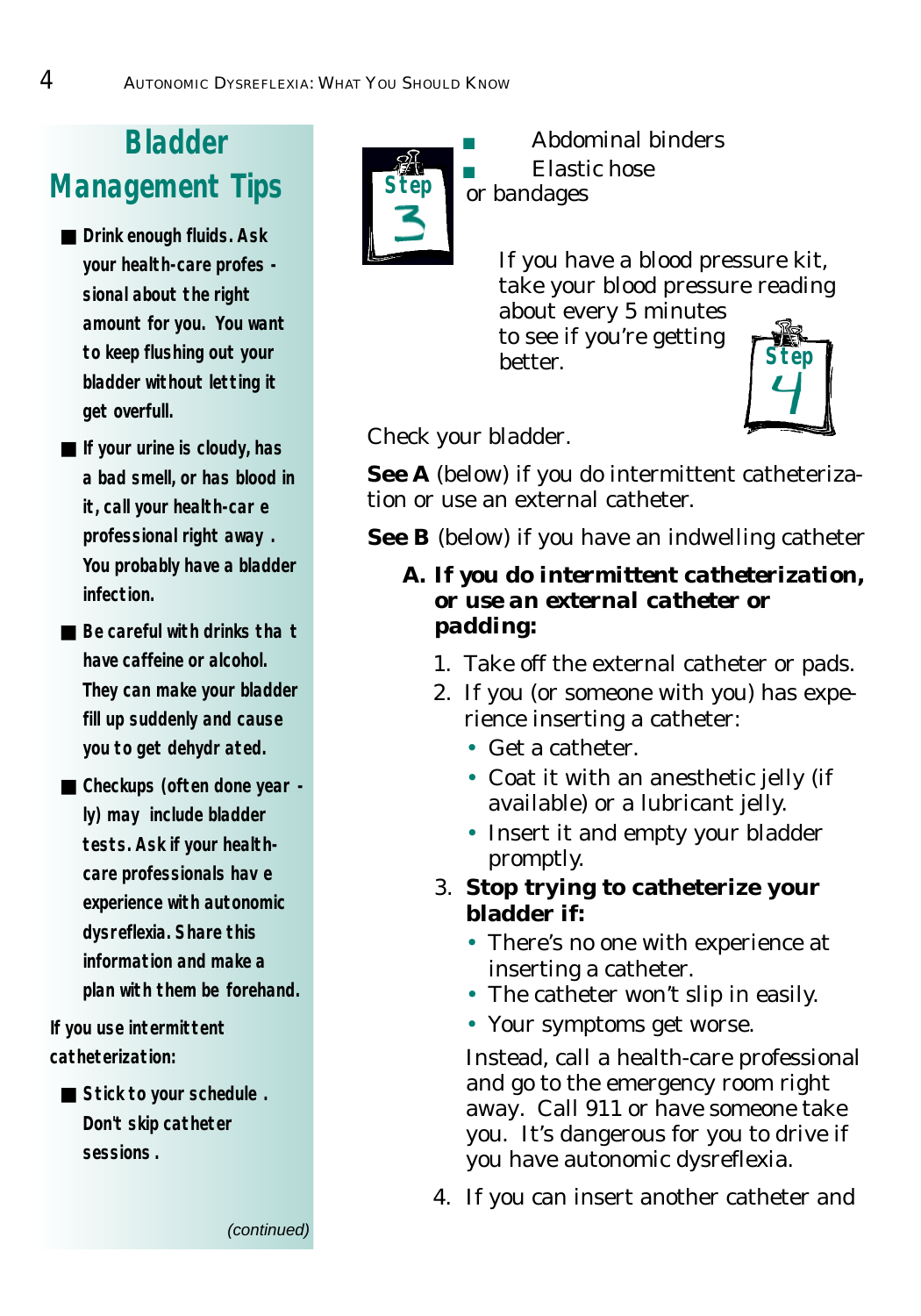## Bladder Management Tips

- **Drink enough fluids. Ask your health-care professional about the right amount for you. You want to keep flushing out your bladder without letting it get overfull.**
- **If your urine is cloudy, has a bad smell, or has blood in it, call your health-care professional right away. You probably have a bladder infection.**
- **Be careful with drinks that have caffeine or alcohol. They can make your bladder fill up suddenly and cause you to get dehydrated.**
- **Checkups (often done yearly) may include bladder tests. Ask if your health-care professionals have experience with autonomic dysreflexia. Share this information and make a plan with them beforehand.**

**If you use intermittent catheterization:**

- **Stick to your schedule. Don't skip catheter sessions.**

*(continued)*

Step 3

- Abdominal binders
- Elastic hose or bandages

Step 4

If you have a blood pressure kit, take your blood pressure reading about every 5 minutes to see if you're getting better.

Check your bladder.

**See A** (below) if you do intermittent catheterization or use an external catheter.

**See B** (below) if you have an indwelling catheter

**A. If you do intermittent catheterization, or use an external catheter or padding:**

1. Take off the external catheter or pads.
2. If you (or someone with you) has experience inserting a catheter:
   - Get a catheter.
   - Coat it with an anesthetic jelly (if available) or a lubricant jelly.
   - Insert it and empty your bladder promptly.
3. **Stop trying to catheterize your bladder if:**
   - There's no one with experience at inserting a catheter.
   - The catheter won't slip in easily.
   - Your symptoms get worse.

   Instead, call a health-care professional and go to the emergency room right away. Call 911 or have someone take you. It's dangerous for you to drive if you have autonomic dysreflexia.
4. If you can insert another catheter and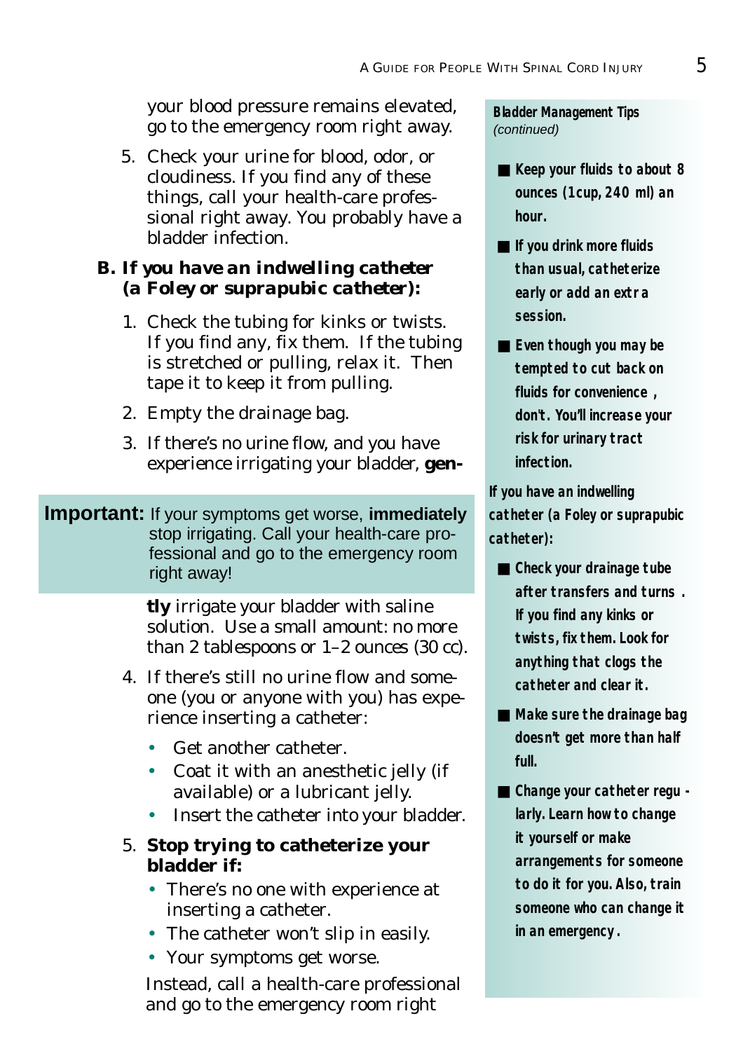your blood pressure remains elevated, go to the emergency room right away.

5. Check your urine for blood, odor, or cloudiness. If you find any of these things, call your health-care professional right away. You probably have a bladder infection.

**B. *If you have an indwelling catheter (a Foley or suprapubic catheter):***

1. Check the tubing for kinks or twists. If you find any, fix them. If the tubing is stretched or pulling, relax it. Then tape it to keep it from pulling.
2. Empty the drainage bag.
3. If there's no urine flow, and you have experience irrigating your bladder, **gently** irrigate your bladder with saline solution. Use a small amount: no more than 2 tablespoons or 1–2 ounces (30 cc).

**Important:** If your symptoms get worse, **immediately** stop irrigating. Call your health-care professional and go to the emergency room right away!

4. If there's still no urine flow and someone (you or anyone with you) has experience inserting a catheter:
   - Get another catheter.
   - Coat it with an anesthetic jelly (if available) or a lubricant jelly.
   - Insert the catheter into your bladder.
5. **Stop trying to catheterize your bladder if:**
   - There's no one with experience at inserting a catheter.
   - The catheter won't slip in easily.
   - Your symptoms get worse.

   Instead, call a health-care professional and go to the emergency room right

**Bladder Management Tips** *(continued)*

- **Keep your fluids to about 8 ounces (1cup, 240 ml) an hour.**
- **If you drink more fluids than usual, catheterize early or add an extra session.**
- **Even though you may be tempted to cut back on fluids for convenience, don't. You'll increase your risk for urinary tract infection.**

**If you have an indwelling catheter (a Foley or suprapubic catheter):**

- **Check your drainage tube after transfers and turns. If you find any kinks or twists, fix them. Look for anything that clogs the catheter and clear it.**
- **Make sure the drainage bag doesn't get more than half full.**
- **Change your catheter regularly. Learn how to change it yourself or make arrangements for someone to do it for you. Also, train someone who can change it in an emergency.**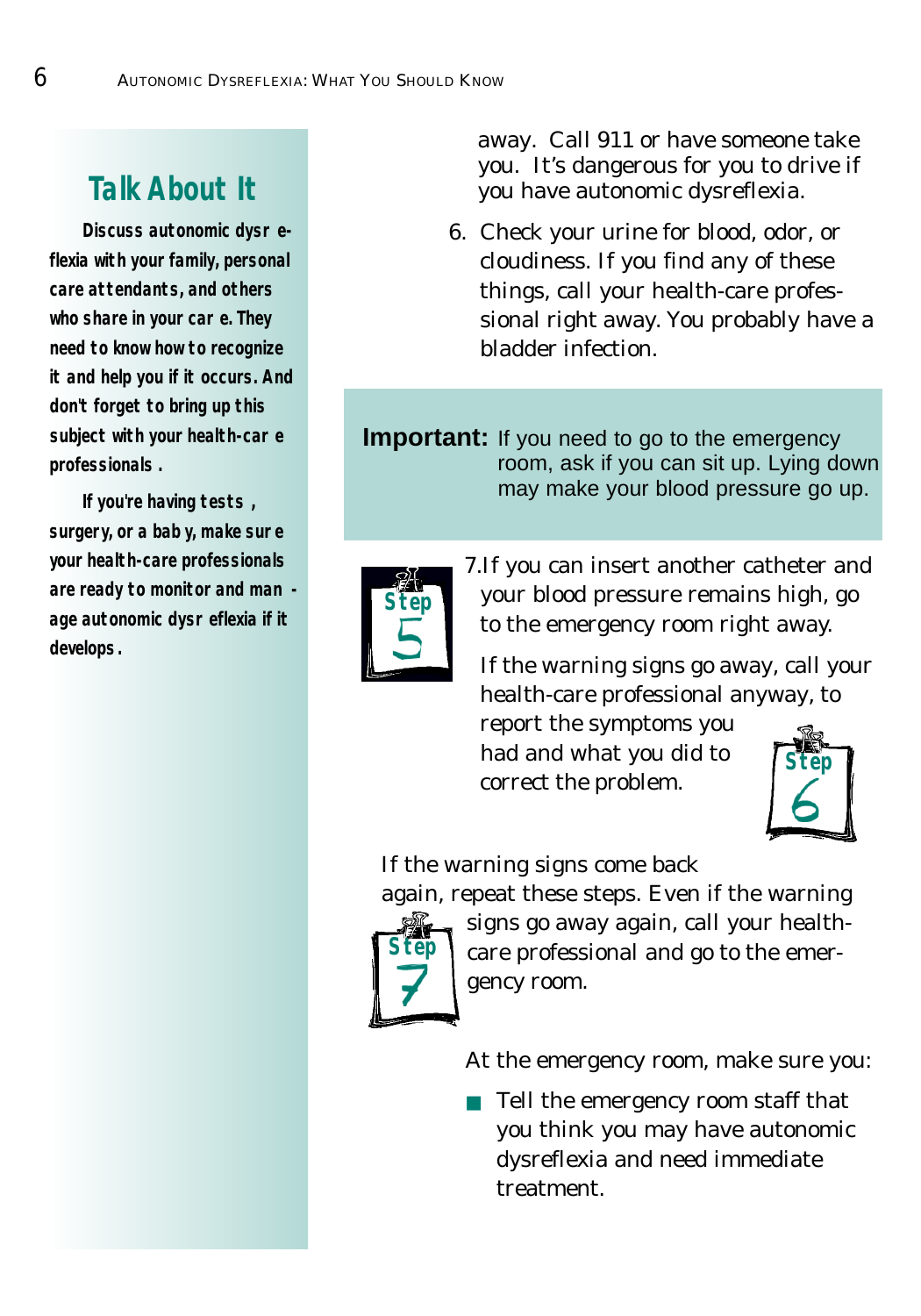## Talk About It

**Discuss autonomic dysreflexia with your family, personal care attendants, and others who share in your care. They need to know how to recognize it and help you if it occurs. And don't forget to bring up this subject with your health-care professionals.**

**If you're having tests, surgery, or a baby, make sure your health-care professionals are ready to monitor and manage autonomic dysreflexia if it develops.**

away. Call 911 or have someone take you. It's dangerous for you to drive if you have autonomic dysreflexia.

6. Check your urine for blood, odor, or cloudiness. If you find any of these things, call your health-care professional right away. You probably have a bladder infection.

**Important:** If you need to go to the emergency room, ask if you can sit up. Lying down may make your blood pressure go up.

Step 5

7. If you can insert another catheter and your blood pressure remains high, go to the emergency room right away.

Step 6

If the warning signs go away, call your health-care professional anyway, to report the symptoms you had and what you did to correct the problem.

Step 7

If the warning signs come back again, repeat these steps. Even if the warning signs go away again, call your health-care professional and go to the emergency room.

At the emergency room, make sure you:

- Tell the emergency room staff that you think you may have autonomic dysreflexia and need immediate treatment.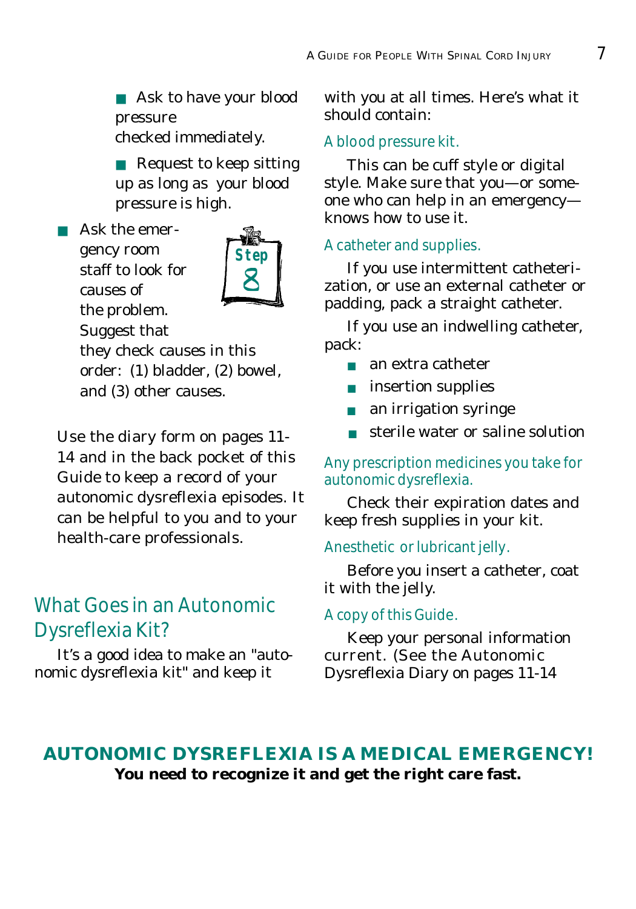- Ask to have your blood pressure checked immediately.
- Request to keep sitting up as long as your blood pressure is high.

- Ask the emergency room staff to look for causes of the problem. Suggest that they check causes in this order: (1) bladder, (2) bowel, and (3) other causes.

Step 8

Use the diary form on pages 11-14 and in the back pocket of this Guide to keep a record of your autonomic dysreflexia episodes. It can be helpful to you and to your health-care professionals.

## What Goes in an Autonomic Dysreflexia Kit?

It's a good idea to make an "autonomic dysreflexia kit" and keep it with you at all times. Here's what it should contain:

### A blood pressure kit.

This can be cuff style or digital style. Make sure that you—or someone who can help in an emergency—knows how to use it.

### A catheter and supplies.

If you use intermittent catheterization, or use an external catheter or padding, pack a straight catheter.

If you use an indwelling catheter, pack:

- an extra catheter
- insertion supplies
- an irrigation syringe
- sterile water or saline solution

### Any prescription medicines you take for autonomic dysreflexia.

Check their expiration dates and keep fresh supplies in your kit.

### Anesthetic or lubricant jelly.

Before you insert a catheter, coat it with the jelly.

### A copy of this Guide.

Keep your personal information current. (See the Autonomic Dysreflexia Diary on pages 11-14

**AUTONOMIC DYSREFLEXIA IS A MEDICAL EMERGENCY!**
**You need to recognize it and get the right care fast.**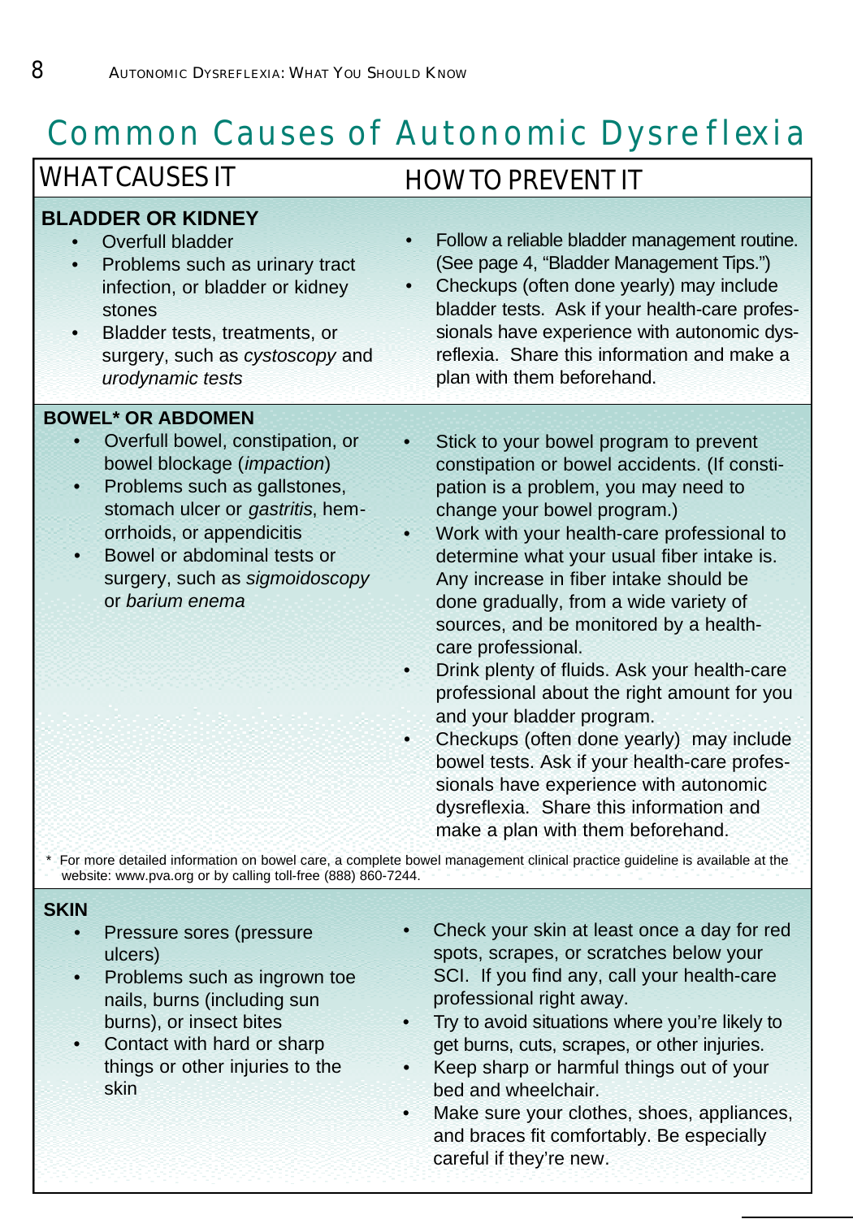# Common Causes of Autonomic Dysreflexia

| WHAT CAUSES IT | HOW TO PREVENT IT |
|---|---|
| **BLADDER OR KIDNEY**<br>• Overfull bladder<br>• Problems such as urinary tract infection, or bladder or kidney stones<br>• Bladder tests, treatments, or surgery, such as *cystoscopy* and *urodynamic tests* | • Follow a reliable bladder management routine. (See page 4, "Bladder Management Tips.")<br>• Checkups (often done yearly) may include bladder tests. Ask if your health-care professionals have experience with autonomic dysreflexia. Share this information and make a plan with them beforehand. |
| **BOWEL* OR ABDOMEN**<br>• Overfull bowel, constipation, or bowel blockage (*impaction*)<br>• Problems such as gallstones, stomach ulcer or *gastritis*, hemorrhoids, or appendicitis<br>• Bowel or abdominal tests or surgery, such as *sigmoidoscopy* or *barium enema* | • Stick to your bowel program to prevent constipation or bowel accidents. (If constipation is a problem, you may need to change your bowel program.)<br>• Work with your health-care professional to determine what your usual fiber intake is. Any increase in fiber intake should be done gradually, from a wide variety of sources, and be monitored by a health-care professional.<br>• Drink plenty of fluids. Ask your health-care professional about the right amount for you and your bladder program.<br>• Checkups (often done yearly) may include bowel tests. Ask if your health-care professionals have experience with autonomic dysreflexia. Share this information and make a plan with them beforehand. |
| **SKIN**<br>• Pressure sores (pressure ulcers)<br>• Problems such as ingrown toe nails, burns (including sun burns), or insect bites<br>• Contact with hard or sharp things or other injuries to the skin | • Check your skin at least once a day for red spots, scrapes, or scratches below your SCI. If you find any, call your health-care professional right away.<br>• Try to avoid situations where you're likely to get burns, cuts, scrapes, or other injuries.<br>• Keep sharp or harmful things out of your bed and wheelchair.<br>• Make sure your clothes, shoes, appliances, and braces fit comfortably. Be especially careful if they're new. |

\* For more detailed information on bowel care, a complete bowel management clinical practice guideline is available at the website: www.pva.org or by calling toll-free (888) 860-7244.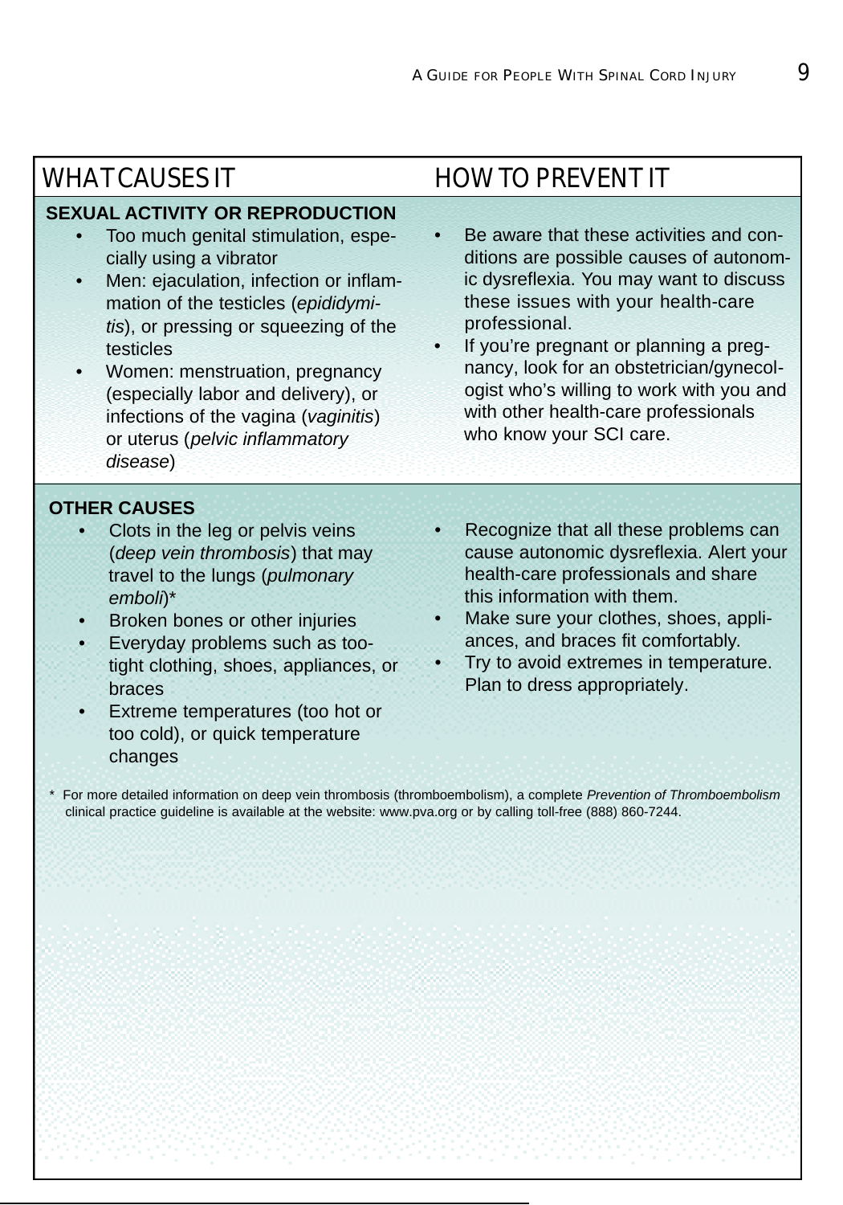| WHAT CAUSES IT | HOW TO PREVENT IT |
|---|---|
| **SEXUAL ACTIVITY OR REPRODUCTION**<br>• Too much genital stimulation, especially using a vibrator<br>• Men: ejaculation, infection or inflammation of the testicles (*epididymitis*), or pressing or squeezing of the testicles<br>• Women: menstruation, pregnancy (especially labor and delivery), or infections of the vagina (*vaginitis*) or uterus (*pelvic inflammatory disease*) | • Be aware that these activities and conditions are possible causes of autonomic dysreflexia. You may want to discuss these issues with your health-care professional.<br>• If you're pregnant or planning a pregnancy, look for an obstetrician/gynecologist who's willing to work with you and with other health-care professionals who know your SCI care. |
| **OTHER CAUSES**<br>• Clots in the leg or pelvis veins (*deep vein thrombosis*) that may travel to the lungs (*pulmonary emboli*)*<br>• Broken bones or other injuries<br>• Everyday problems such as too-tight clothing, shoes, appliances, or braces<br>• Extreme temperatures (too hot or too cold), or quick temperature changes | • Recognize that all these problems can cause autonomic dysreflexia. Alert your health-care professionals and share this information with them.<br>• Make sure your clothes, shoes, appliances, and braces fit comfortably.<br>• Try to avoid extremes in temperature. Plan to dress appropriately. |

\* For more detailed information on deep vein thrombosis (thromboembolism), a complete *Prevention of Thromboembolism* clinical practice guideline is available at the website: www.pva.org or by calling toll-free (888) 860-7244.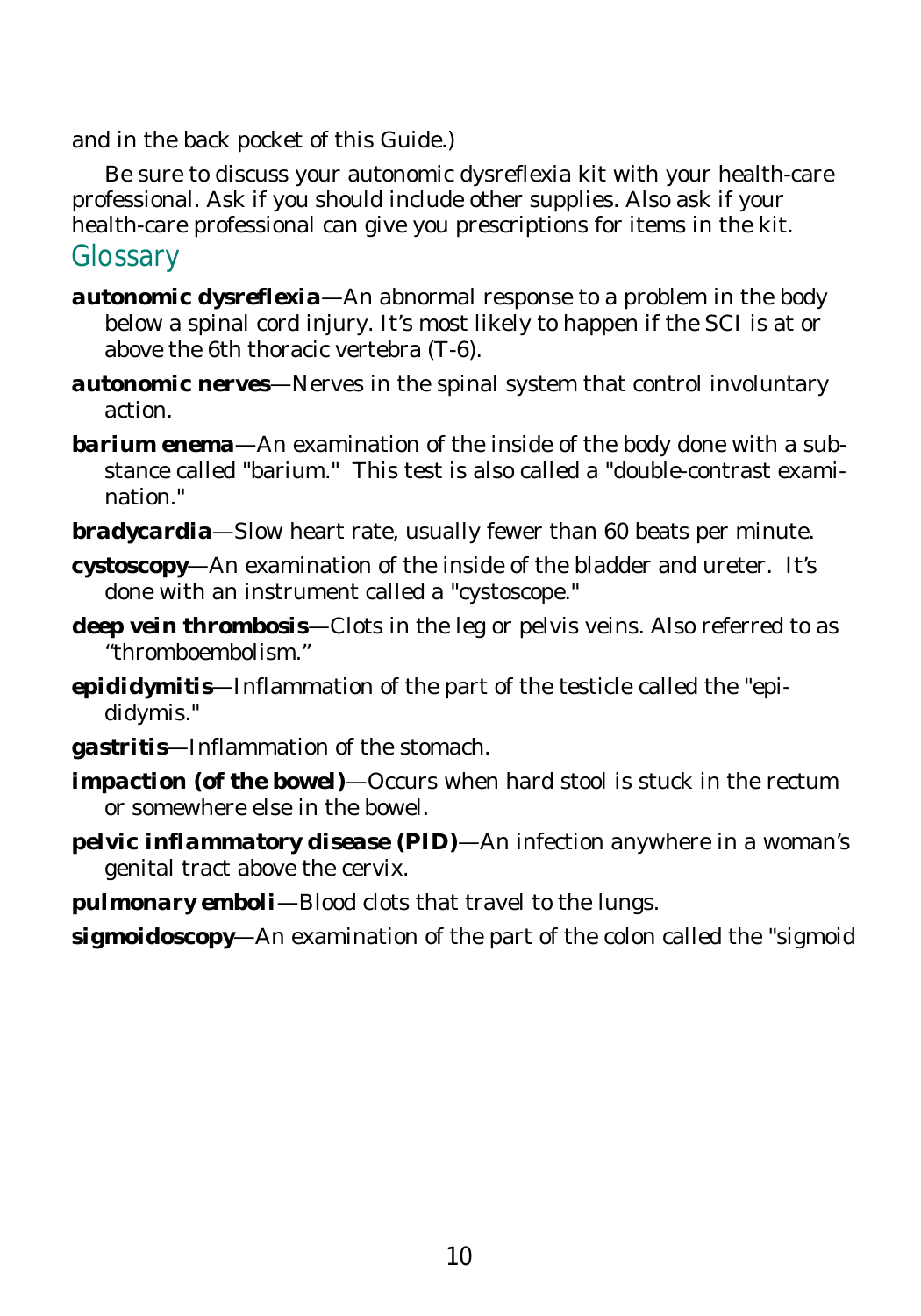and in the back pocket of this Guide.)

Be sure to discuss your autonomic dysreflexia kit with your health-care professional. Ask if you should include other supplies. Also ask if your health-care professional can give you prescriptions for items in the kit.

## Glossary

***autonomic dysreflexia***—An abnormal response to a problem in the body below a spinal cord injury. It's most likely to happen if the SCI is at or above the 6th thoracic vertebra (T-6).

***autonomic nerves***—Nerves in the spinal system that control involuntary action.

***barium enema***—An examination of the inside of the body done with a substance called "barium." This test is also called a "double-contrast examination."

***bradycardia***—Slow heart rate, usually fewer than 60 beats per minute.

***cystoscopy***—An examination of the inside of the bladder and ureter. It's done with an instrument called a "cystoscope."

***deep vein thrombosis***—Clots in the leg or pelvis veins. Also referred to as "thromboembolism."

***epididymitis***—Inflammation of the part of the testicle called the "epididymis."

***gastritis***—Inflammation of the stomach.

***impaction (of the bowel)***—Occurs when hard stool is stuck in the rectum or somewhere else in the bowel.

***pelvic inflammatory disease (PID)***—An infection anywhere in a woman's genital tract above the cervix.

***pulmonary emboli***—Blood clots that travel to the lungs.

***sigmoidoscopy***—An examination of the part of the colon called the "sigmoid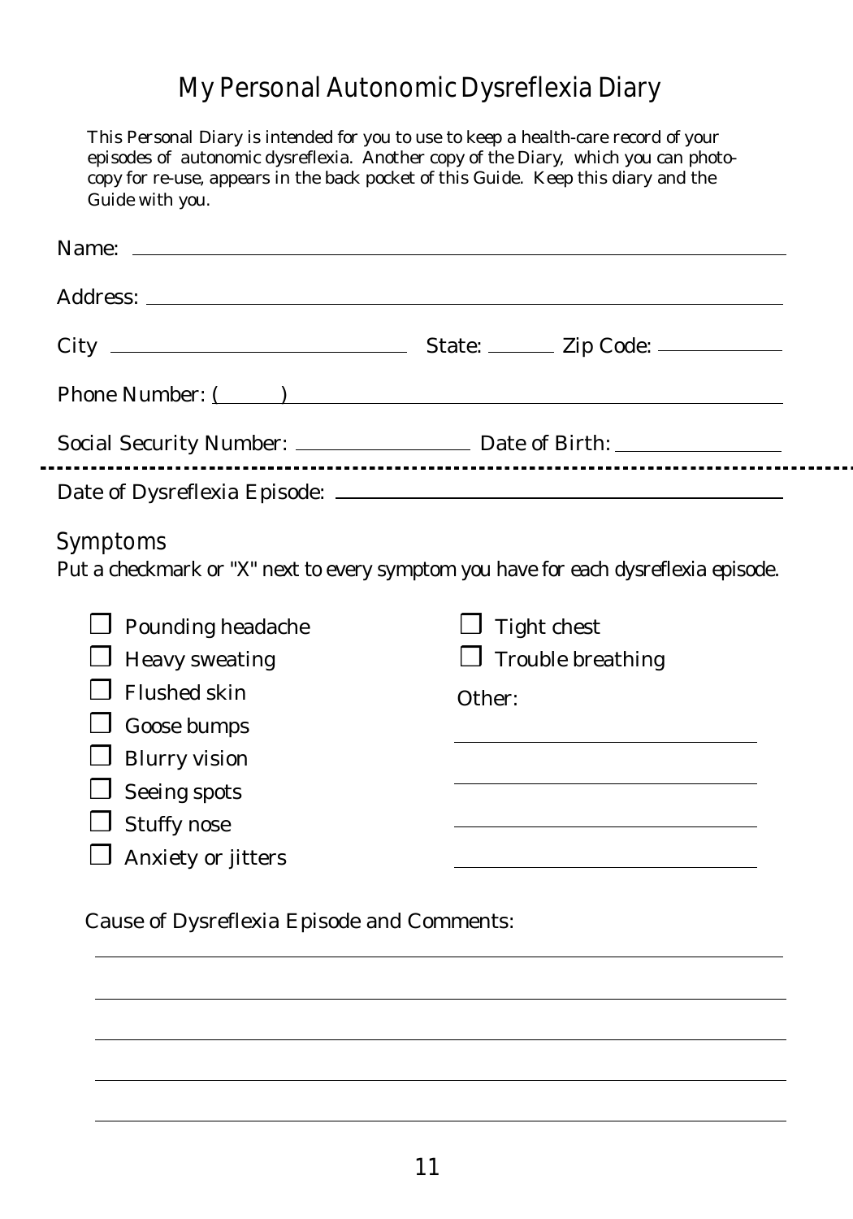# My Personal Autonomic Dysreflexia Diary

This Personal Diary is intended for you to use to keep a health-care record of your episodes of autonomic dysreflexia. Another copy of the Diary, which you can photocopy for re-use, appears in the back pocket of this Guide. Keep this diary and the Guide with you.

Name: ______________________________________________

Address: ______________________________________________

City ____________________ State: ________ Zip Code: ____________

Phone Number: (______) ______________________________________

Social Security Number: ________________ Date of Birth: ________________

---

Date of Dysreflexia Episode: ______________________________________

## Symptoms

Put a checkmark or "X" next to every symptom you have for each dysreflexia episode.

- ☐ Pounding headache
- ☐ Heavy sweating
- ☐ Flushed skin
- ☐ Goose bumps
- ☐ Blurry vision
- ☐ Seeing spots
- ☐ Stuffy nose
- ☐ Anxiety or jitters
- ☐ Tight chest
- ☐ Trouble breathing

Other:

______________________________

______________________________

______________________________

______________________________

Cause of Dysreflexia Episode and Comments:

______________________________________________

______________________________________________

______________________________________________

______________________________________________

______________________________________________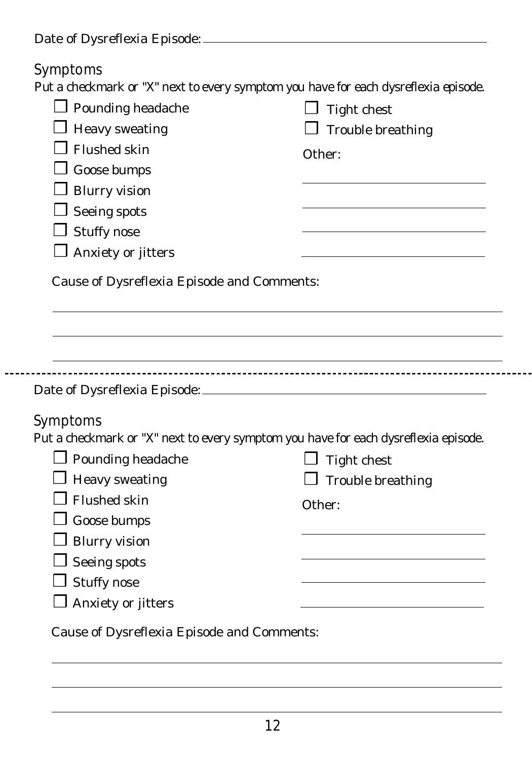Date of Dysreflexia Episode: ______________________________

## Symptoms

Put a checkmark or "X" next to every symptom you have for each dysreflexia episode.

- ☐ Pounding headache
- ☐ Heavy sweating
- ☐ Flushed skin
- ☐ Goose bumps
- ☐ Blurry vision
- ☐ Seeing spots
- ☐ Stuffy nose
- ☐ Anxiety or jitters
- ☐ Tight chest
- ☐ Trouble breathing

Other:

______________________________

______________________________

______________________________

______________________________

Cause of Dysreflexia Episode and Comments:

______________________________________________________________

______________________________________________________________

______________________________________________________________

---

Date of Dysreflexia Episode: ______________________________

## Symptoms

Put a checkmark or "X" next to every symptom you have for each dysreflexia episode.

- ☐ Pounding headache
- ☐ Heavy sweating
- ☐ Flushed skin
- ☐ Goose bumps
- ☐ Blurry vision
- ☐ Seeing spots
- ☐ Stuffy nose
- ☐ Anxiety or jitters
- ☐ Tight chest
- ☐ Trouble breathing

Other:

______________________________

______________________________

______________________________

______________________________

Cause of Dysreflexia Episode and Comments:

______________________________________________________________

______________________________________________________________

______________________________________________________________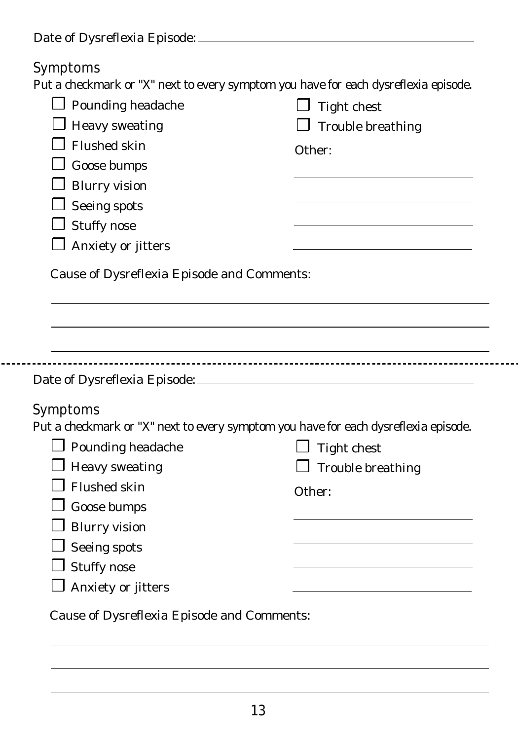Date of Dysreflexia Episode: ______________________________

## Symptoms

Put a checkmark or "X" next to every symptom you have for each dysreflexia episode.

- ☐ Pounding headache
- ☐ Heavy sweating
- ☐ Flushed skin
- ☐ Goose bumps
- ☐ Blurry vision
- ☐ Seeing spots
- ☐ Stuffy nose
- ☐ Anxiety or jitters
- ☐ Tight chest
- ☐ Trouble breathing

Other:

______________________________

______________________________

______________________________

______________________________

Cause of Dysreflexia Episode and Comments:

____________________________________________________________

____________________________________________________________

____________________________________________________________

---

Date of Dysreflexia Episode: ______________________________

## Symptoms

Put a checkmark or "X" next to every symptom you have for each dysreflexia episode.

- ☐ Pounding headache
- ☐ Heavy sweating
- ☐ Flushed skin
- ☐ Goose bumps
- ☐ Blurry vision
- ☐ Seeing spots
- ☐ Stuffy nose
- ☐ Anxiety or jitters
- ☐ Tight chest
- ☐ Trouble breathing

Other:

______________________________

______________________________

______________________________

______________________________

Cause of Dysreflexia Episode and Comments:

____________________________________________________________

____________________________________________________________

____________________________________________________________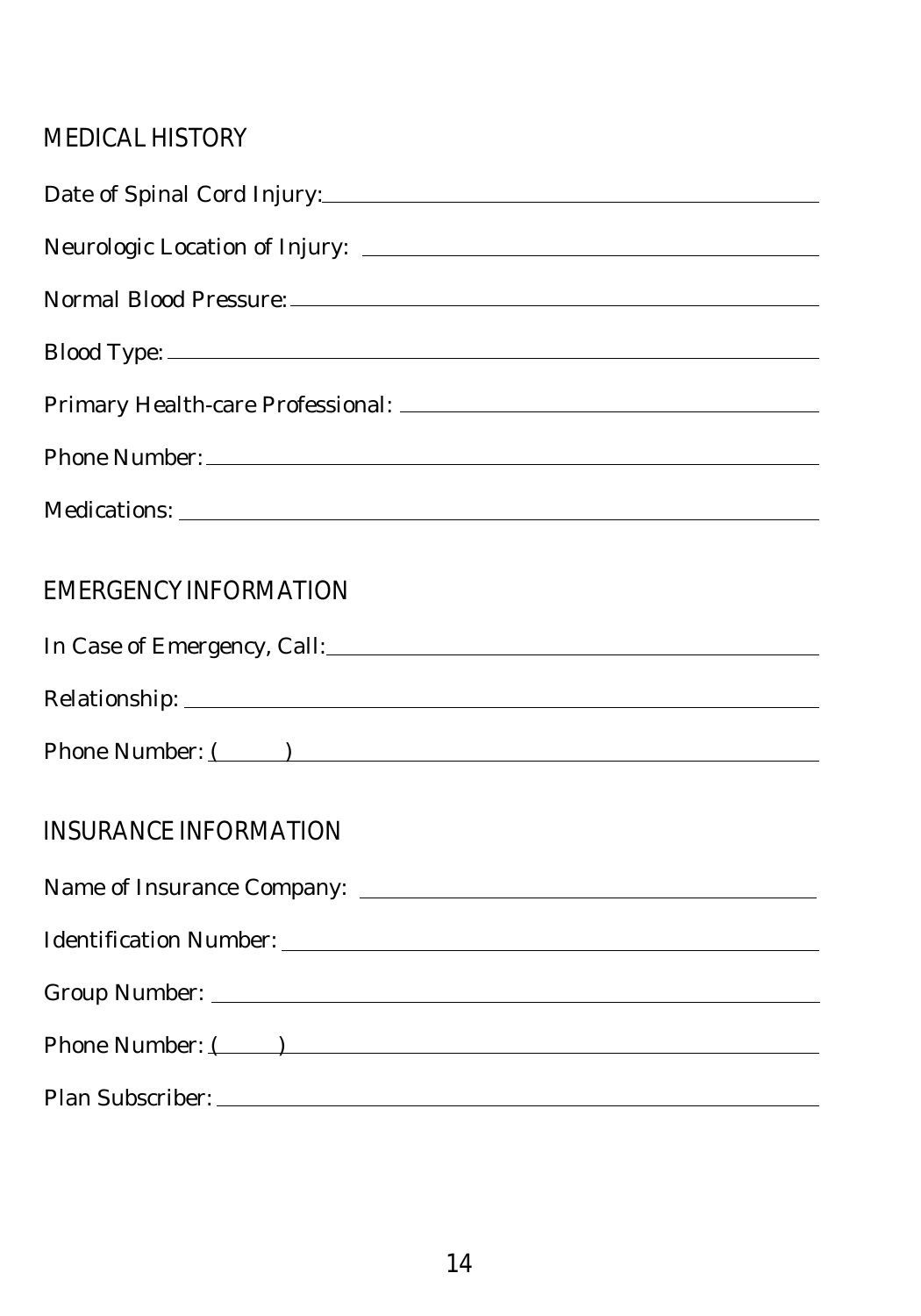## MEDICAL HISTORY

Date of Spinal Cord Injury: ______________________________

Neurologic Location of Injury: ______________________________

Normal Blood Pressure: ______________________________

Blood Type: ______________________________

Primary Health-care Professional: ______________________________

Phone Number: ______________________________

Medications: ______________________________

## EMERGENCY INFORMATION

In Case of Emergency, Call: ______________________________

Relationship: ______________________________

Phone Number: (      ) ______________________________

## INSURANCE INFORMATION

Name of Insurance Company: ______________________________

Identification Number: ______________________________

Group Number: ______________________________

Phone Number: (      ) ______________________________

Plan Subscriber: ______________________________